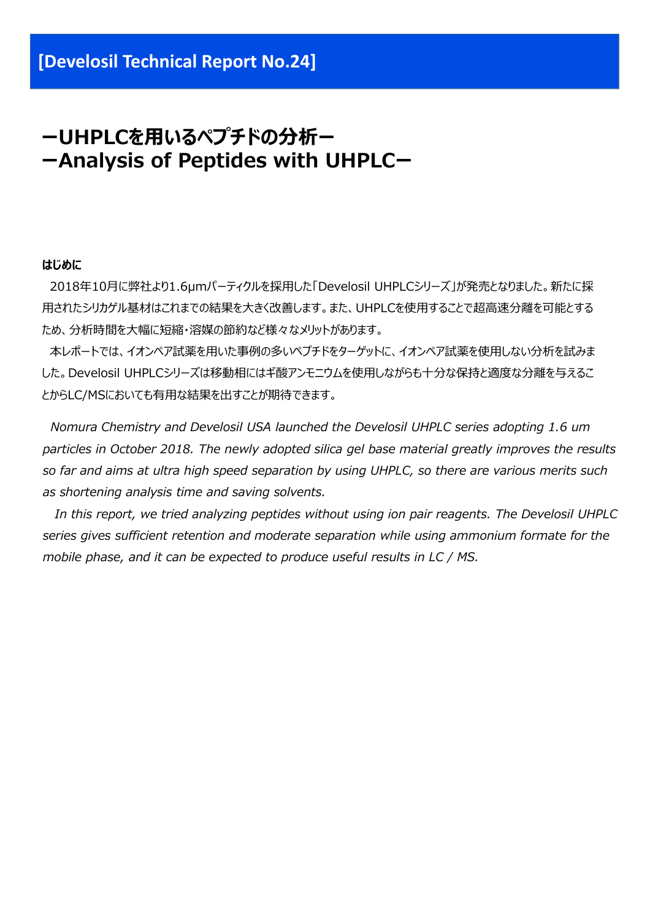# [Develosil Technical Report No.24]

## ーUHPLCを用いるペプチドの分析ー
## ーAnalysis of Peptides with UHPLCー

**はじめに**

2018年10月に弊社より1.6µmパーティクルを採用した「Develosil UHPLCシリーズ」が発売となりました。新たに採用されたシリカゲル基材はこれまでの結果を大きく改善します。また、UHPLCを使用することで超高速分離を可能とするため、分析時間を大幅に短縮・溶媒の節約など様々なメリットがあります。

本レポートでは、イオンペア試薬を用いた事例の多いペプチドをターゲットに、イオンペア試薬を使用しない分析を試みました。Develosil UHPLCシリーズは移動相にはギ酸アンモニウムを使用しながらも十分な保持と適度な分離を与えることからLC/MSにおいても有用な結果を出すことが期待できます。

*Nomura Chemistry and Develosil USA launched the Develosil UHPLC series adopting 1.6 um particles in October 2018. The newly adopted silica gel base material greatly improves the results so far and aims at ultra high speed separation by using UHPLC, so there are various merits such as shortening analysis time and saving solvents.*

*In this report, we tried analyzing peptides without using ion pair reagents. The Develosil UHPLC series gives sufficient retention and moderate separation while using ammonium formate for the mobile phase, and it can be expected to produce useful results in LC / MS.*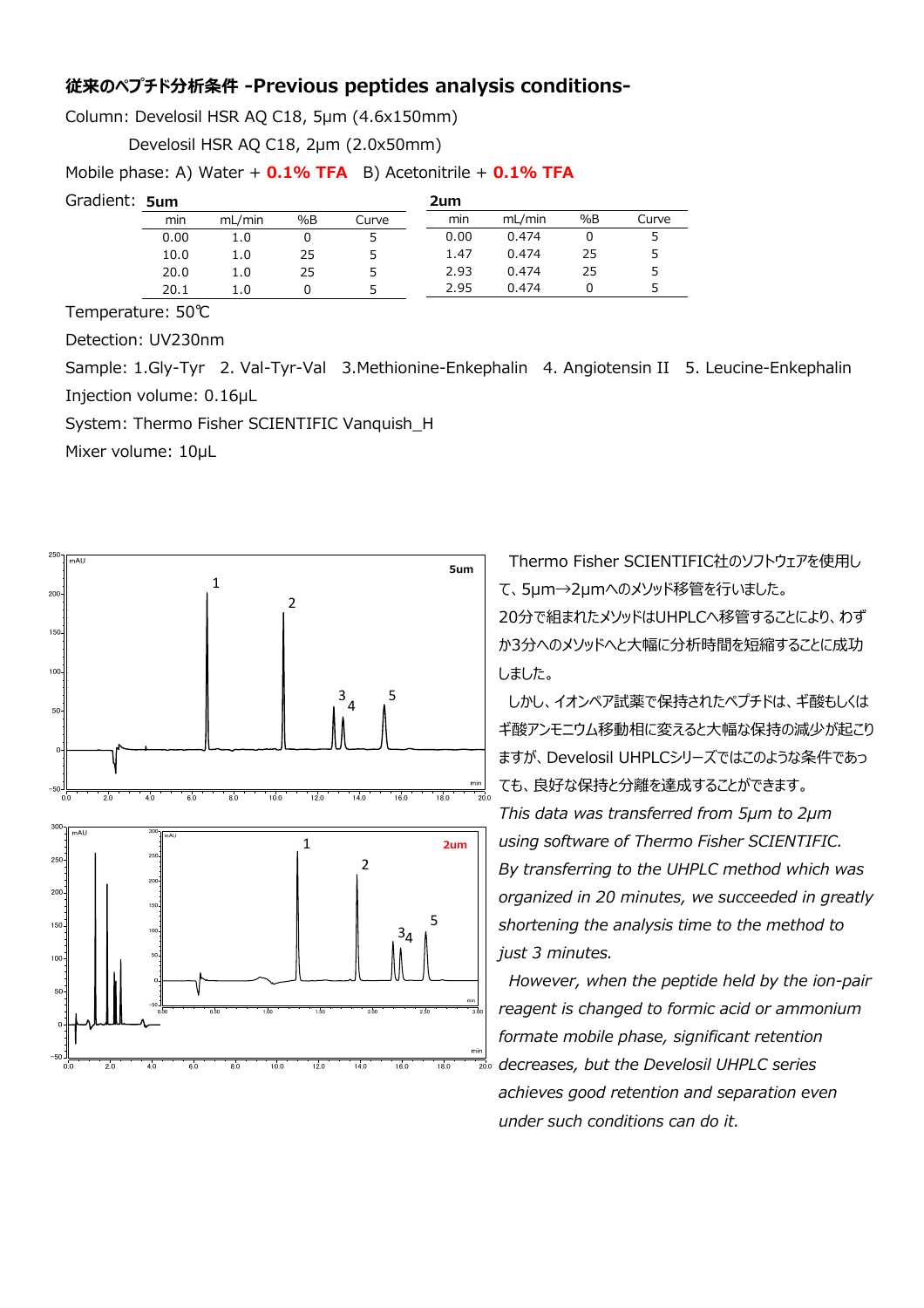### 従来のペプチド分析条件 -Previous peptides analysis conditions-

Column: Develosil HSR AQ C18, 5μm (4.6x150mm)

Develosil HSR AQ C18, 2μm (2.0x50mm)

Mobile phase: A) Water + **0.1% TFA**  B) Acetonitrile + **0.1% TFA**

Gradient:

**5um**

| min | mL/min | %B | Curve |
|---|---|---|---|
| 0.00 | 1.0 | 0 | 5 |
| 10.0 | 1.0 | 25 | 5 |
| 20.0 | 1.0 | 25 | 5 |
| 20.1 | 1.0 | 0 | 5 |

**2um**

| min | mL/min | %B | Curve |
|---|---|---|---|
| 0.00 | 0.474 | 0 | 5 |
| 1.47 | 0.474 | 25 | 5 |
| 2.93 | 0.474 | 25 | 5 |
| 2.95 | 0.474 | 0 | 5 |

Temperature: 50℃

Detection: UV230nm

Sample: 1.Gly-Tyr  2. Val-Tyr-Val  3.Methionine-Enkephalin  4. Angiotensin II  5. Leucine-Enkephalin

Injection volume: 0.16μL

System: Thermo Fisher SCIENTIFIC Vanquish_H

Mixer volume: 10μL

Thermo Fisher SCIENTIFIC社のソフトウェアを使用して、5μm→2μmへのメソッド移管を行いました。20分で組まれたメソッドはUHPLCへ移管することにより、わずか3分へのメソッドへと大幅に分析時間を短縮することに成功しました。

しかし、イオンペア試薬で保持されたペプチドは、ギ酸もしくはギ酸アンモニウム移動相に変えると大幅な保持の減少が起こりますが、Develosil UHPLCシリーズではこのような条件であっても、良好な保持と分離を達成することができます。

*This data was transferred from 5μm to 2μm using software of Thermo Fisher SCIENTIFIC. By transferring to the UHPLC method which was organized in 20 minutes, we succeeded in greatly shortening the analysis time to the method to just 3 minutes.*

*However, when the peptide held by the ion-pair reagent is changed to formic acid or ammonium formate mobile phase, significant retention decreases, but the Develosil UHPLC series achieves good retention and separation even under such conditions can do it.*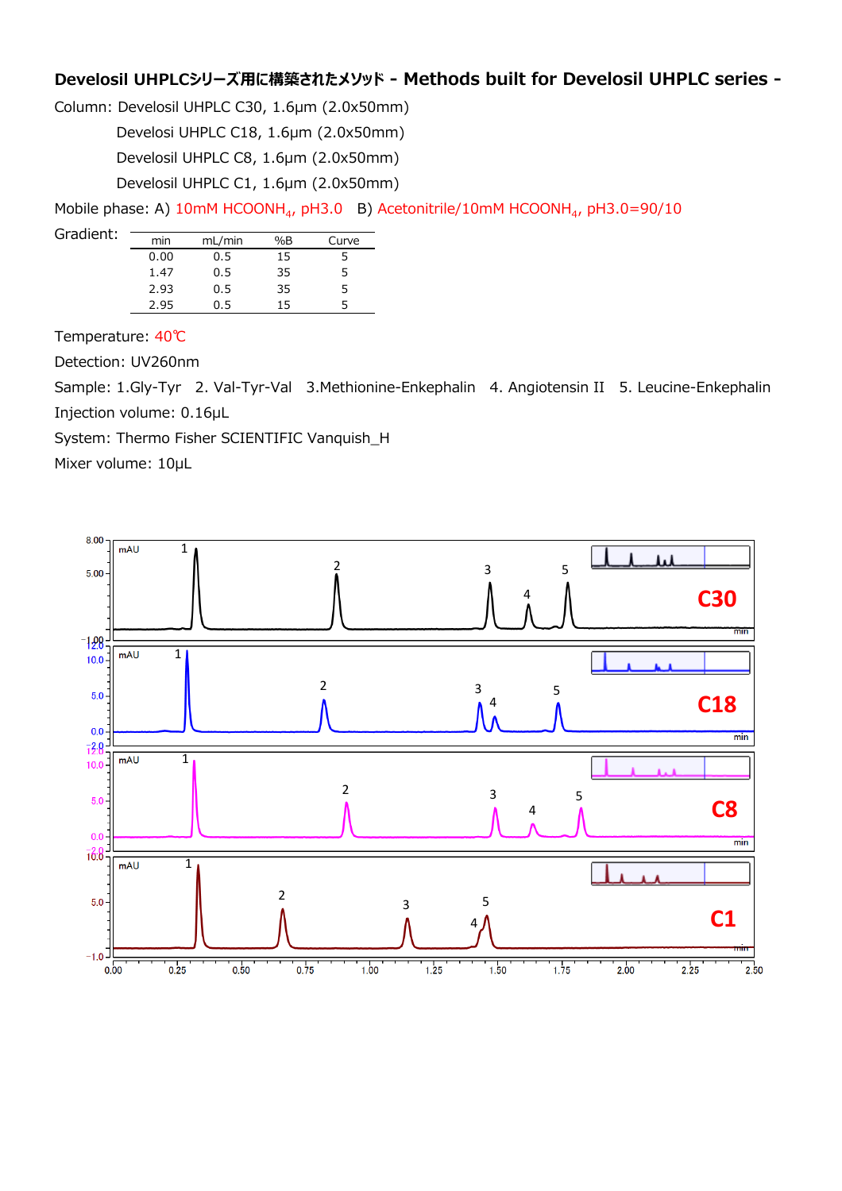## Develosil UHPLCシリーズ用に構築されたメソッド - Methods built for Develosil UHPLC series -

Column: Develosil UHPLC C30, 1.6μm (2.0x50mm)

Develosi UHPLC C18, 1.6μm (2.0x50mm)

Develosil UHPLC C8, 1.6μm (2.0x50mm)

Develosil UHPLC C1, 1.6μm (2.0x50mm)

Mobile phase: A) 10mM $HCOONH_4$, pH3.0　B) Acetonitrile/10mM $HCOONH_4$, pH3.0=90/10

Gradient:

| min | mL/min | %B | Curve |
|---|---|---|---|
| 0.00 | 0.5 | 15 | 5 |
| 1.47 | 0.5 | 35 | 5 |
| 2.93 | 0.5 | 35 | 5 |
| 2.95 | 0.5 | 15 | 5 |

Temperature: 40℃

Detection: UV260nm

Sample: 1.Gly-Tyr　2. Val-Tyr-Val　3.Methionine-Enkephalin　4. Angiotensin II　5. Leucine-Enkephalin

Injection volume: 0.16μL

System: Thermo Fisher SCIENTIFIC Vanquish_H

Mixer volume: 10μL

C30

C18

C8

C1

mAU

min

0.00　0.25　0.50　0.75　1.00　1.25　1.50　1.75　2.00　2.25　2.50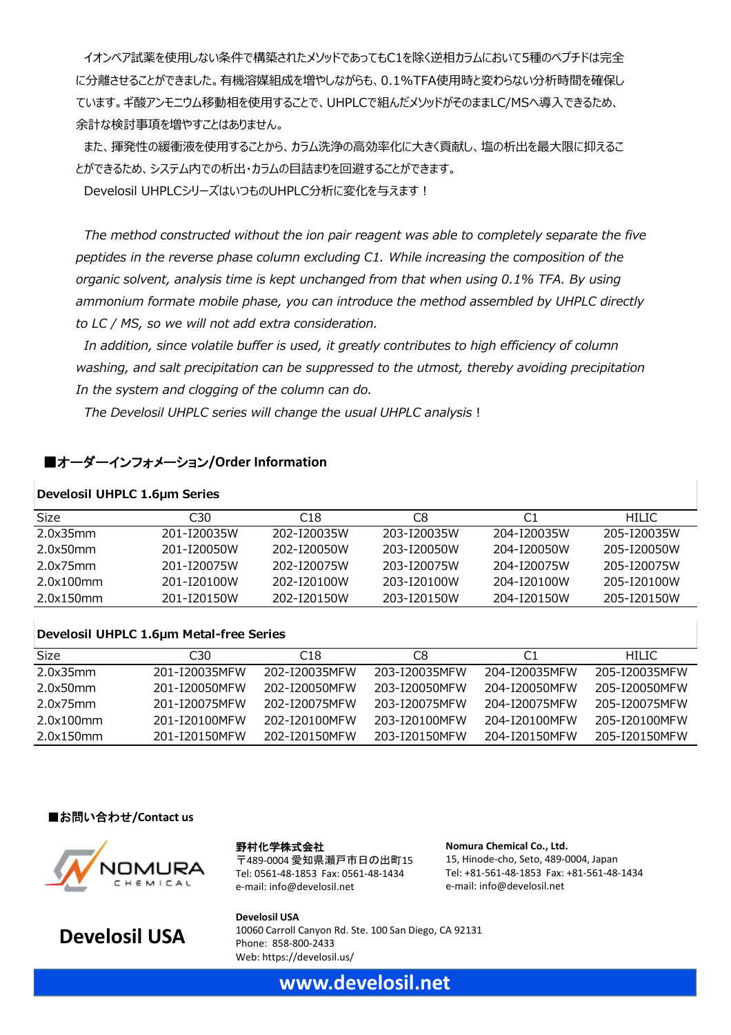イオンペア試薬を使用しない条件で構築されたメソッドであってもC1を除く逆相カラムにおいて5種のペプチドは完全に分離させることができました。有機溶媒組成を増やしながらも、0.1%TFA使用時と変わらない分析時間を確保しています。ギ酸アンモニウム移動相を使用することで、UHPLCで組んだメソッドがそのままLC/MSへ導入できるため、余計な検討事項を増やすことはありません。

また、揮発性の緩衝液を使用することから、カラム洗浄の高効率化に大きく貢献し、塩の析出を最大限に抑えることができるため、システム内での析出･カラムの目詰まりを回避することができます。

Develosil UHPLCシリーズはいつものUHPLC分析に変化を与えます！

*The method constructed without the ion pair reagent was able to completely separate the five peptides in the reverse phase column excluding C1. While increasing the composition of the organic solvent, analysis time is kept unchanged from that when using 0.1% TFA. By using ammonium formate mobile phase, you can introduce the method assembled by UHPLC directly to LC / MS, so we will not add extra consideration.*

*In addition, since volatile buffer is used, it greatly contributes to high efficiency of column washing, and salt precipitation can be suppressed to the utmost, thereby avoiding precipitation In the system and clogging of the column can do.*

*The Develosil UHPLC series will change the usual UHPLC analysis*！

## ■オーダーインフォメーション/Order Information

**Develosil UHPLC 1.6μm Series**

| Size | C30 | C18 | C8 | C1 | HILIC |
|---|---|---|---|---|---|
| 2.0x35mm | 201-I20035W | 202-I20035W | 203-I20035W | 204-I20035W | 205-I20035W |
| 2.0x50mm | 201-I20050W | 202-I20050W | 203-I20050W | 204-I20050W | 205-I20050W |
| 2.0x75mm | 201-I20075W | 202-I20075W | 203-I20075W | 204-I20075W | 205-I20075W |
| 2.0x100mm | 201-I20100W | 202-I20100W | 203-I20100W | 204-I20100W | 205-I20100W |
| 2.0x150mm | 201-I20150W | 202-I20150W | 203-I20150W | 204-I20150W | 205-I20150W |

**Develosil UHPLC 1.6μm Metal-free Series**

| Size | C30 | C18 | C8 | C1 | HILIC |
|---|---|---|---|---|---|
| 2.0x35mm | 201-I20035MFW | 202-I20035MFW | 203-I20035MFW | 204-I20035MFW | 205-I20035MFW |
| 2.0x50mm | 201-I20050MFW | 202-I20050MFW | 203-I20050MFW | 204-I20050MFW | 205-I20050MFW |
| 2.0x75mm | 201-I20075MFW | 202-I20075MFW | 203-I20075MFW | 204-I20075MFW | 205-I20075MFW |
| 2.0x100mm | 201-I20100MFW | 202-I20100MFW | 203-I20100MFW | 204-I20100MFW | 205-I20100MFW |
| 2.0x150mm | 201-I20150MFW | 202-I20150MFW | 203-I20150MFW | 204-I20150MFW | 205-I20150MFW |

## ■お問い合わせ/Contact us

NOMURA CHEMICAL

**野村化学株式会社**
〒489-0004 愛知県瀬戸市日の出町15
Tel: 0561-48-1853 Fax: 0561-48-1434
e-mail: info@develosil.net

**Nomura Chemical Co., Ltd.**
15, Hinode-cho, Seto, 489-0004, Japan
Tel: +81-561-48-1853 Fax: +81-561-48-1434
e-mail: info@develosil.net

**Develosil USA**

**Develosil USA**
10060 Carroll Canyon Rd. Ste. 100 San Diego, CA 92131
Phone: 858-800-2433
Web: https://develosil.us/

**www.develosil.net**